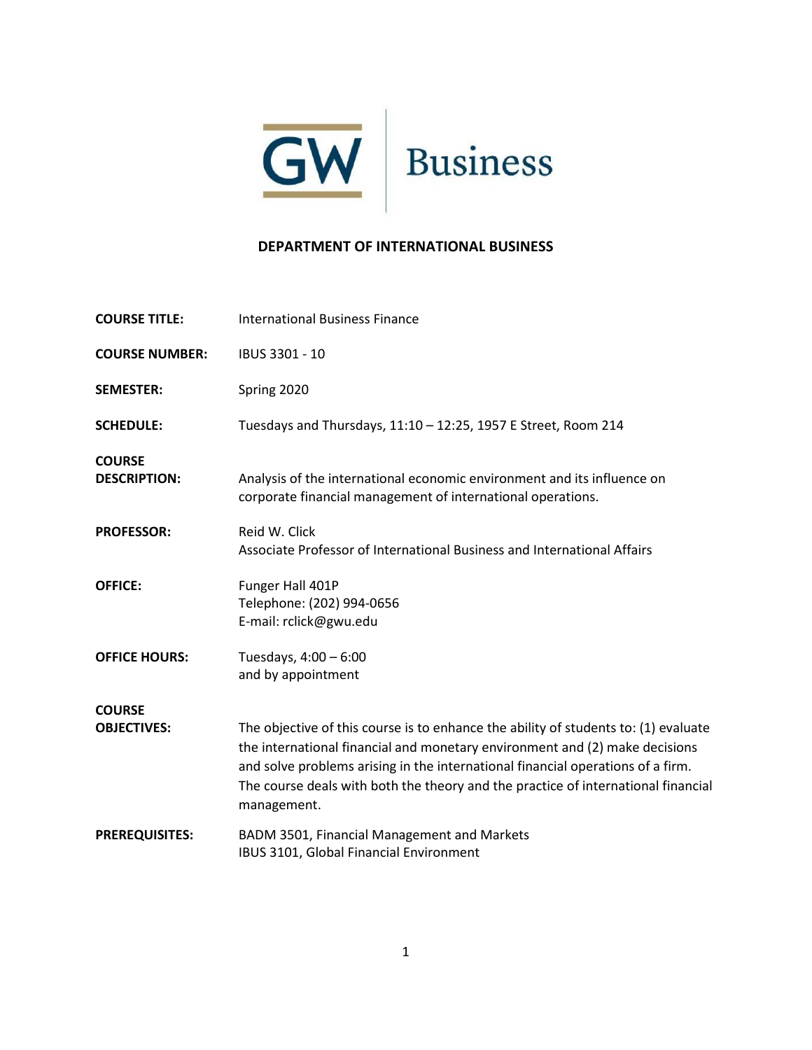# DEPARTMENT OF INTERNATIONAL BUSINESS

**COURSE TITLE:** International Business Finance

**COURSE NUMBER:** IBUS 3301 - 10

**SEMESTER:** Spring 2020

**SCHEDULE:** Tuesdays and Thursdays, 11:10 – 12:25, 1957 E Street, Room 214

**COURSE DESCRIPTION:** Analysis of the international economic environment and its influence on corporate financial management of international operations.

**PROFESSOR:** Reid W. Click
Associate Professor of International Business and International Affairs

**OFFICE:** Funger Hall 401P
Telephone: (202) 994-0656
E-mail: rclick@gwu.edu

**OFFICE HOURS:** Tuesdays, 4:00 – 6:00
and by appointment

**COURSE OBJECTIVES:** The objective of this course is to enhance the ability of students to: (1) evaluate the international financial and monetary environment and (2) make decisions and solve problems arising in the international financial operations of a firm. The course deals with both the theory and the practice of international financial management.

**PREREQUISITES:** BADM 3501, Financial Management and Markets
IBUS 3101, Global Financial Environment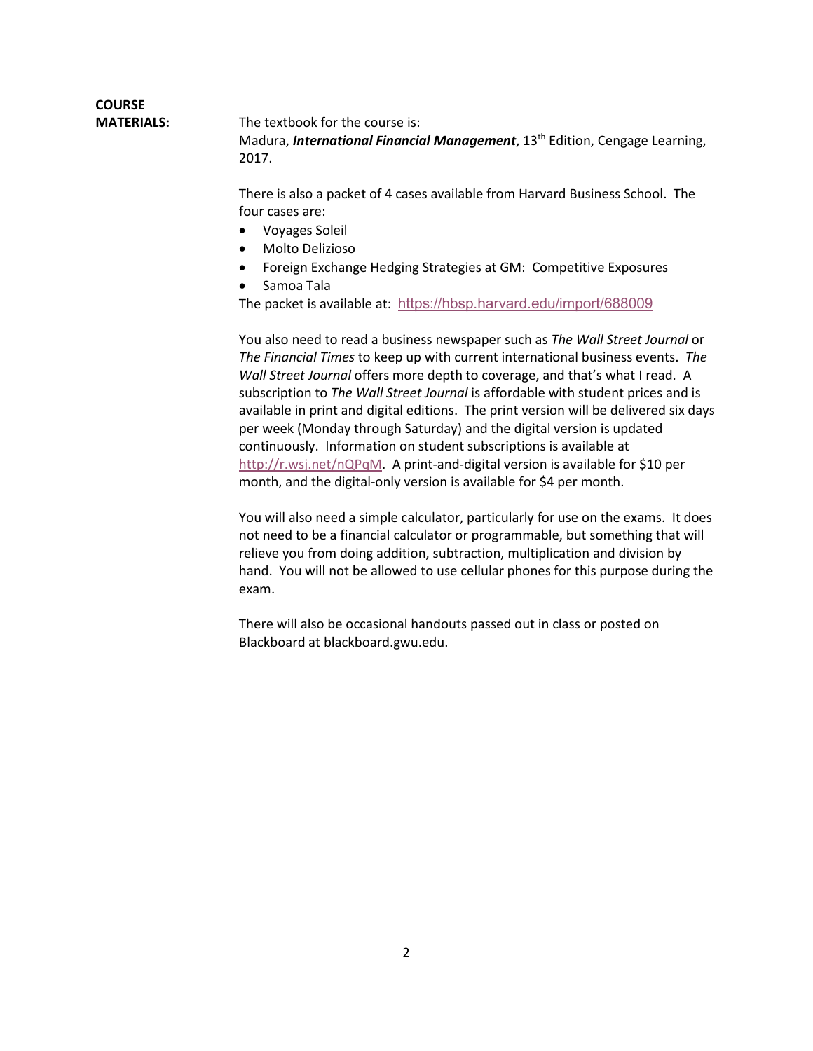**COURSE MATERIALS:**

The textbook for the course is:
Madura, ***International Financial Management***, 13th Edition, Cengage Learning, 2017.

There is also a packet of 4 cases available from Harvard Business School. The four cases are:

- Voyages Soleil
- Molto Delizioso
- Foreign Exchange Hedging Strategies at GM: Competitive Exposures
- Samoa Tala

The packet is available at: https://hbsp.harvard.edu/import/688009

You also need to read a business newspaper such as *The Wall Street Journal* or *The Financial Times* to keep up with current international business events. *The Wall Street Journal* offers more depth to coverage, and that's what I read. A subscription to *The Wall Street Journal* is affordable with student prices and is available in print and digital editions. The print version will be delivered six days per week (Monday through Saturday) and the digital version is updated continuously. Information on student subscriptions is available at http://r.wsj.net/nQPqM. A print-and-digital version is available for $10 per month, and the digital-only version is available for $4 per month.

You will also need a simple calculator, particularly for use on the exams. It does not need to be a financial calculator or programmable, but something that will relieve you from doing addition, subtraction, multiplication and division by hand. You will not be allowed to use cellular phones for this purpose during the exam.

There will also be occasional handouts passed out in class or posted on Blackboard at blackboard.gwu.edu.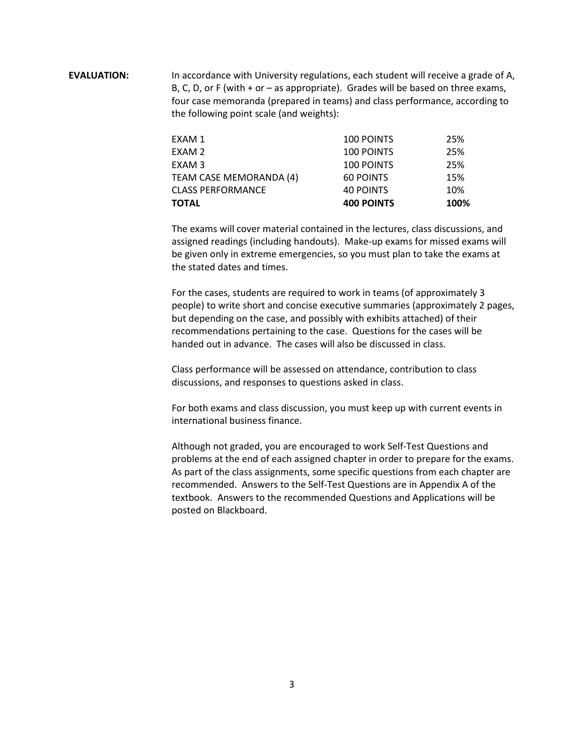**EVALUATION:** In accordance with University regulations, each student will receive a grade of A, B, C, D, or F (with + or – as appropriate). Grades will be based on three exams, four case memoranda (prepared in teams) and class performance, according to the following point scale (and weights):

| | | |
|---|---|---|
| EXAM 1 | 100 POINTS | 25% |
| EXAM 2 | 100 POINTS | 25% |
| EXAM 3 | 100 POINTS | 25% |
| TEAM CASE MEMORANDA (4) | 60 POINTS | 15% |
| CLASS PERFORMANCE | 40 POINTS | 10% |
| **TOTAL** | **400 POINTS** | **100%** |

The exams will cover material contained in the lectures, class discussions, and assigned readings (including handouts). Make-up exams for missed exams will be given only in extreme emergencies, so you must plan to take the exams at the stated dates and times.

For the cases, students are required to work in teams (of approximately 3 people) to write short and concise executive summaries (approximately 2 pages, but depending on the case, and possibly with exhibits attached) of their recommendations pertaining to the case. Questions for the cases will be handed out in advance. The cases will also be discussed in class.

Class performance will be assessed on attendance, contribution to class discussions, and responses to questions asked in class.

For both exams and class discussion, you must keep up with current events in international business finance.

Although not graded, you are encouraged to work Self-Test Questions and problems at the end of each assigned chapter in order to prepare for the exams. As part of the class assignments, some specific questions from each chapter are recommended. Answers to the Self-Test Questions are in Appendix A of the textbook. Answers to the recommended Questions and Applications will be posted on Blackboard.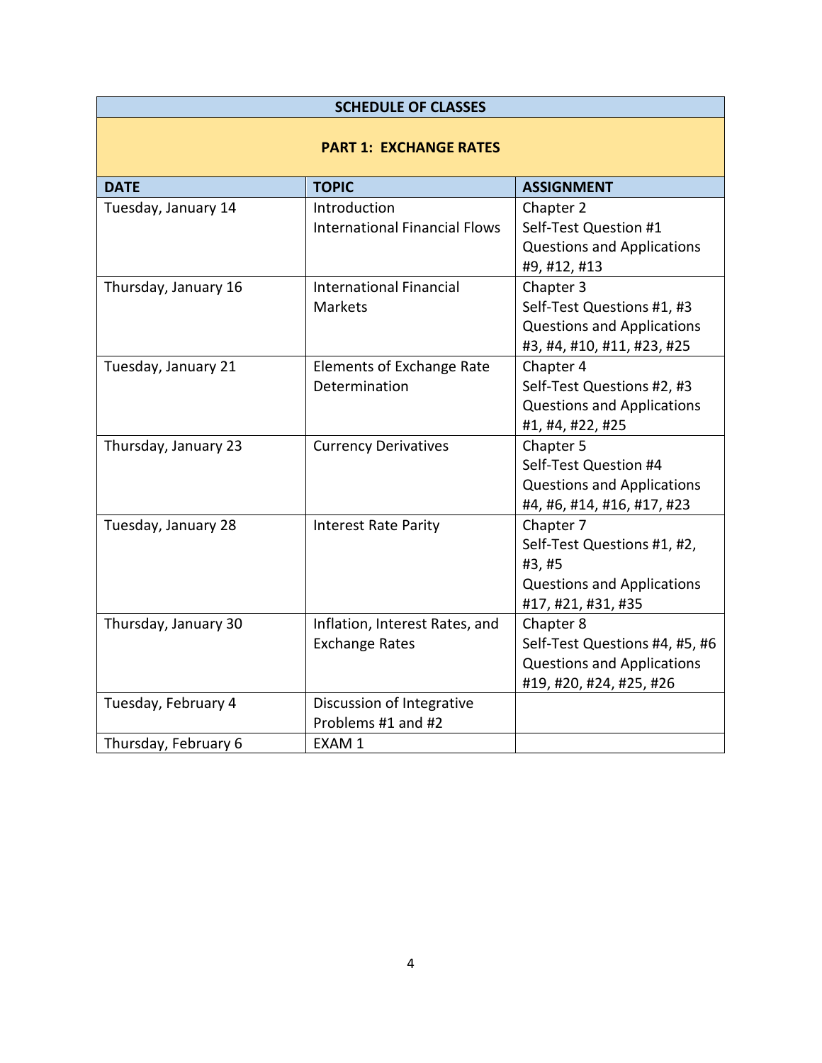| SCHEDULE OF CLASSES | | |
|---|---|---|
| **PART 1: EXCHANGE RATES** | | |
| **DATE** | **TOPIC** | **ASSIGNMENT** |
| Tuesday, January 14 | Introduction<br>International Financial Flows | Chapter 2<br>Self-Test Question #1<br>Questions and Applications #9, #12, #13 |
| Thursday, January 16 | International Financial Markets | Chapter 3<br>Self-Test Questions #1, #3<br>Questions and Applications #3, #4, #10, #11, #23, #25 |
| Tuesday, January 21 | Elements of Exchange Rate Determination | Chapter 4<br>Self-Test Questions #2, #3<br>Questions and Applications #1, #4, #22, #25 |
| Thursday, January 23 | Currency Derivatives | Chapter 5<br>Self-Test Question #4<br>Questions and Applications #4, #6, #14, #16, #17, #23 |
| Tuesday, January 28 | Interest Rate Parity | Chapter 7<br>Self-Test Questions #1, #2, #3, #5<br>Questions and Applications #17, #21, #31, #35 |
| Thursday, January 30 | Inflation, Interest Rates, and Exchange Rates | Chapter 8<br>Self-Test Questions #4, #5, #6<br>Questions and Applications #19, #20, #24, #25, #26 |
| Tuesday, February 4 | Discussion of Integrative Problems #1 and #2 | |
| Thursday, February 6 | EXAM 1 | |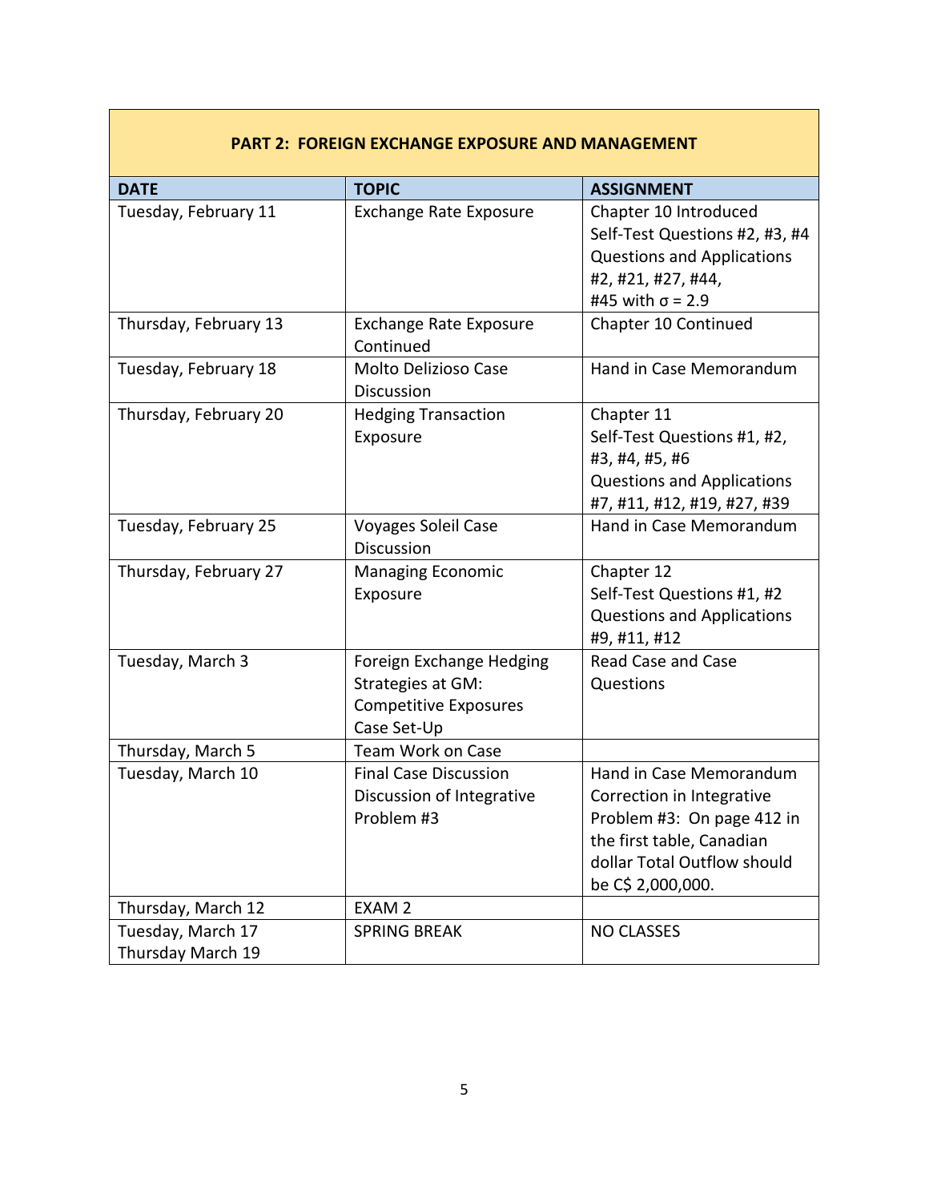| PART 2: FOREIGN EXCHANGE EXPOSURE AND MANAGEMENT | | |
|---|---|---|
| **DATE** | **TOPIC** | **ASSIGNMENT** |
| Tuesday, February 11 | Exchange Rate Exposure | Chapter 10 Introduced<br>Self-Test Questions #2, #3, #4<br>Questions and Applications #2, #21, #27, #44,<br>#45 with $\sigma = 2.9$ |
| Thursday, February 13 | Exchange Rate Exposure Continued | Chapter 10 Continued |
| Tuesday, February 18 | Molto Delizioso Case Discussion | Hand in Case Memorandum |
| Thursday, February 20 | Hedging Transaction Exposure | Chapter 11<br>Self-Test Questions #1, #2, #3, #4, #5, #6<br>Questions and Applications #7, #11, #12, #19, #27, #39 |
| Tuesday, February 25 | Voyages Soleil Case Discussion | Hand in Case Memorandum |
| Thursday, February 27 | Managing Economic Exposure | Chapter 12<br>Self-Test Questions #1, #2<br>Questions and Applications #9, #11, #12 |
| Tuesday, March 3 | Foreign Exchange Hedging Strategies at GM: Competitive Exposures Case Set-Up | Read Case and Case Questions |
| Thursday, March 5 | Team Work on Case | |
| Tuesday, March 10 | Final Case Discussion<br>Discussion of Integrative Problem #3 | Hand in Case Memorandum<br>Correction in Integrative Problem #3: On page 412 in the first table, Canadian dollar Total Outflow should be C$ 2,000,000. |
| Thursday, March 12 | EXAM 2 | |
| Tuesday, March 17<br>Thursday March 19 | SPRING BREAK | NO CLASSES |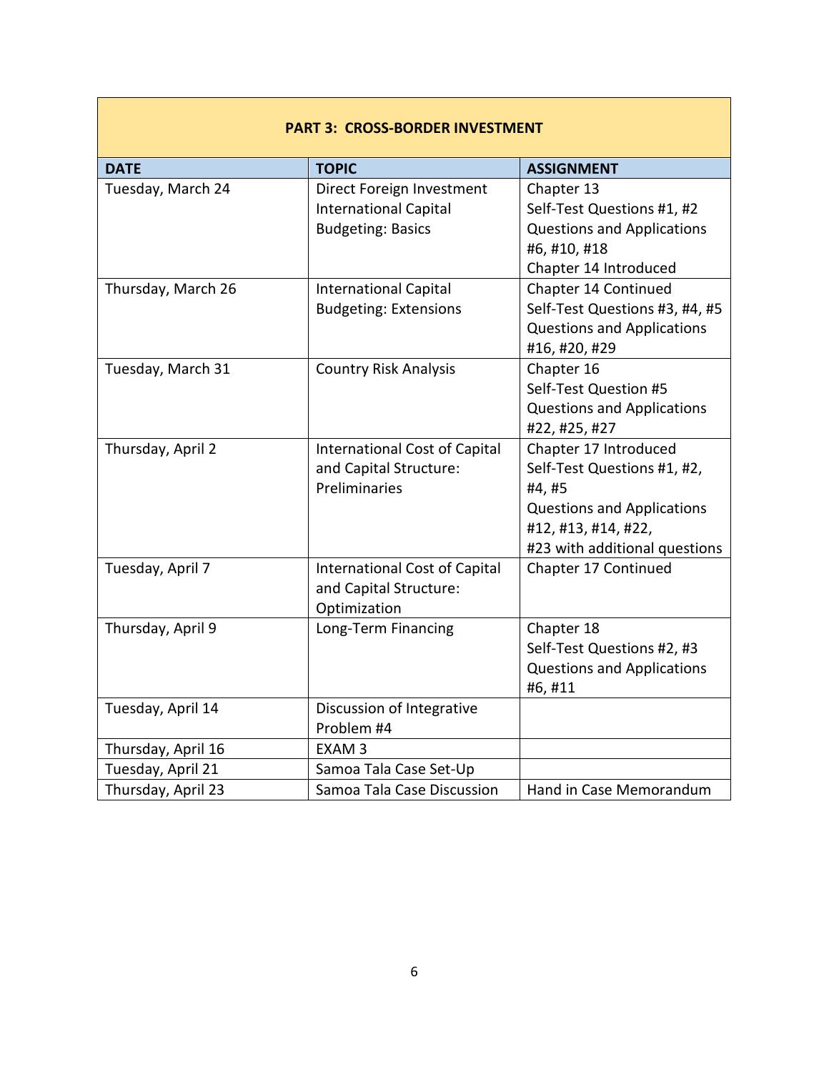| PART 3: CROSS-BORDER INVESTMENT | | |
|---|---|---|
| **DATE** | **TOPIC** | **ASSIGNMENT** |
| Tuesday, March 24 | Direct Foreign Investment International Capital Budgeting: Basics | Chapter 13<br>Self-Test Questions #1, #2<br>Questions and Applications #6, #10, #18<br>Chapter 14 Introduced |
| Thursday, March 26 | International Capital Budgeting: Extensions | Chapter 14 Continued<br>Self-Test Questions #3, #4, #5<br>Questions and Applications #16, #20, #29 |
| Tuesday, March 31 | Country Risk Analysis | Chapter 16<br>Self-Test Question #5<br>Questions and Applications #22, #25, #27 |
| Thursday, April 2 | International Cost of Capital and Capital Structure: Preliminaries | Chapter 17 Introduced<br>Self-Test Questions #1, #2, #4, #5<br>Questions and Applications #12, #13, #14, #22, #23 with additional questions |
| Tuesday, April 7 | International Cost of Capital and Capital Structure: Optimization | Chapter 17 Continued |
| Thursday, April 9 | Long-Term Financing | Chapter 18<br>Self-Test Questions #2, #3<br>Questions and Applications #6, #11 |
| Tuesday, April 14 | Discussion of Integrative Problem #4 | |
| Thursday, April 16 | EXAM 3 | |
| Tuesday, April 21 | Samoa Tala Case Set-Up | |
| Thursday, April 23 | Samoa Tala Case Discussion | Hand in Case Memorandum |